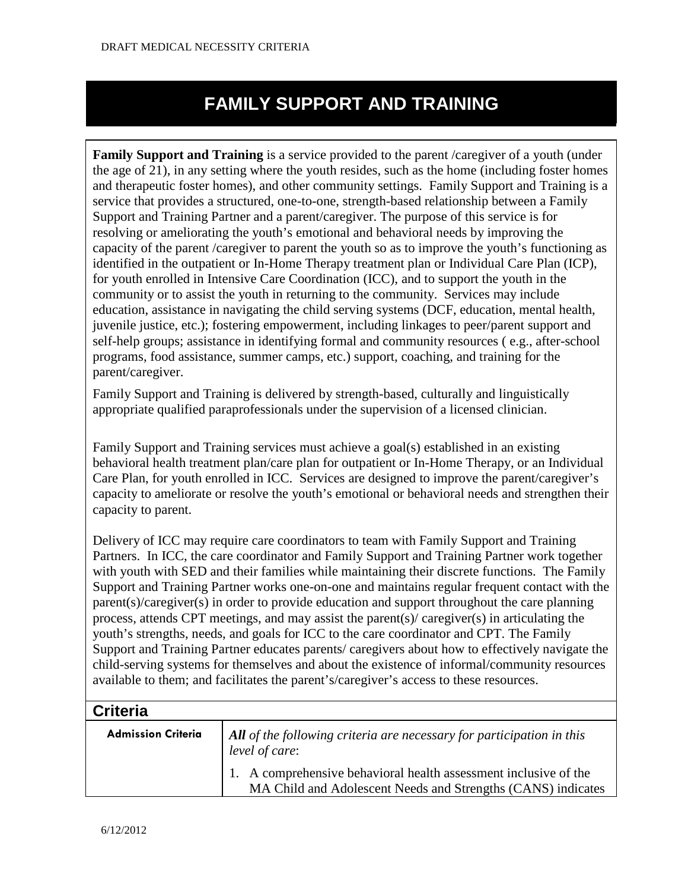# FAMILY SUPPORT AND TRAINING

**Family Support and Training** is a service provided to the parent /caregiver of a youth (under the age of 21), in any setting where the youth resides, such as the home (including foster homes and therapeutic foster homes), and other community settings. Family Support and Training is a service that provides a structured, one-to-one, strength-based relationship between a Family Support and Training Partner and a parent/caregiver. The purpose of this service is for resolving or ameliorating the youth's emotional and behavioral needs by improving the capacity of the parent /caregiver to parent the youth so as to improve the youth's functioning as identified in the outpatient or In-Home Therapy treatment plan or Individual Care Plan (ICP), for youth enrolled in Intensive Care Coordination (ICC), and to support the youth in the community or to assist the youth in returning to the community. Services may include education, assistance in navigating the child serving systems (DCF, education, mental health, juvenile justice, etc.); fostering empowerment, including linkages to peer/parent support and self-help groups; assistance in identifying formal and community resources ( e.g., after-school programs, food assistance, summer camps, etc.) support, coaching, and training for the parent/caregiver.

Family Support and Training is delivered by strength-based, culturally and linguistically appropriate qualified paraprofessionals under the supervision of a licensed clinician.

Family Support and Training services must achieve a goal(s) established in an existing behavioral health treatment plan/care plan for outpatient or In-Home Therapy, or an Individual Care Plan, for youth enrolled in ICC. Services are designed to improve the parent/caregiver's capacity to ameliorate or resolve the youth's emotional or behavioral needs and strengthen their capacity to parent.

Delivery of ICC may require care coordinators to team with Family Support and Training Partners. In ICC, the care coordinator and Family Support and Training Partner work together with youth with SED and their families while maintaining their discrete functions. The Family Support and Training Partner works one-on-one and maintains regular frequent contact with the parent(s)/caregiver(s) in order to provide education and support throughout the care planning process, attends CPT meetings, and may assist the parent(s)/ caregiver(s) in articulating the youth's strengths, needs, and goals for ICC to the care coordinator and CPT. The Family Support and Training Partner educates parents/ caregivers about how to effectively navigate the child-serving systems for themselves and about the existence of informal/community resources available to them; and facilitates the parent's/caregiver's access to these resources.

## Criteria

| Admission Criteria | ***All*** *of the following criteria are necessary for participation in this level of care*:<br><br>1. A comprehensive behavioral health assessment inclusive of the MA Child and Adolescent Needs and Strengths (CANS) indicates |
|---|---|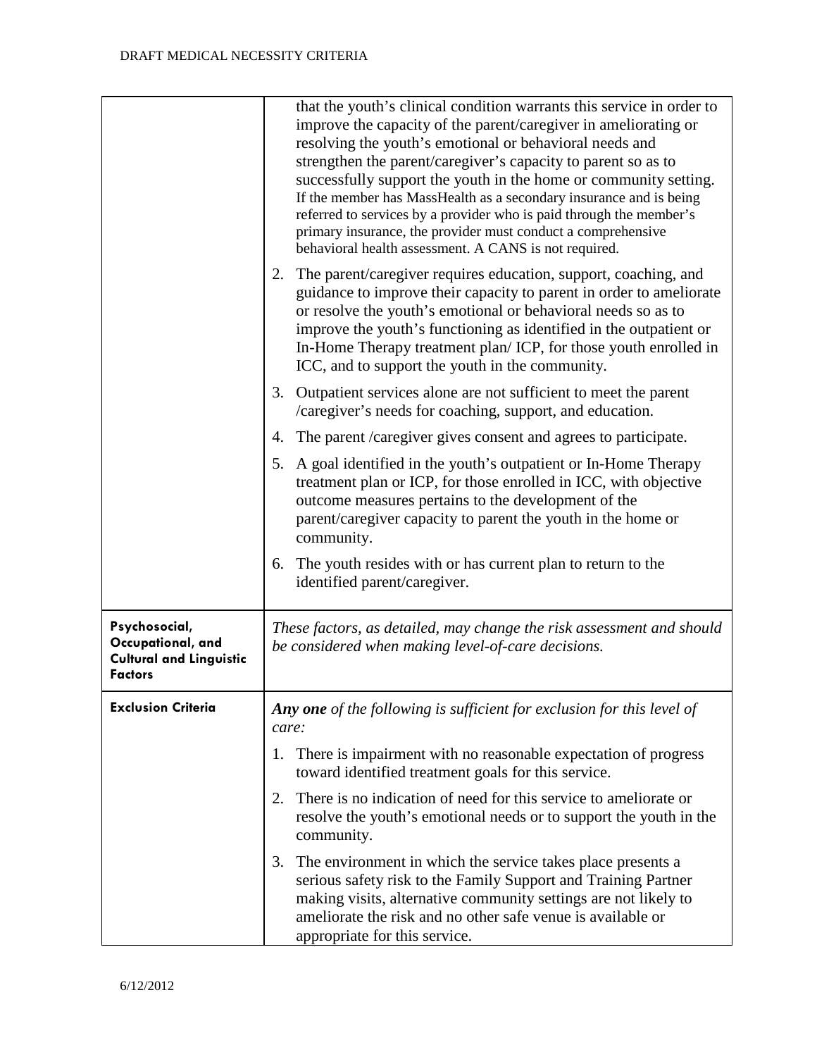| | |
|---|---|
| | that the youth's clinical condition warrants this service in order to improve the capacity of the parent/caregiver in ameliorating or resolving the youth's emotional or behavioral needs and strengthen the parent/caregiver's capacity to parent so as to successfully support the youth in the home or community setting. If the member has MassHealth as a secondary insurance and is being referred to services by a provider who is paid through the member's primary insurance, the provider must conduct a comprehensive behavioral health assessment. A CANS is not required.<br><br>2. The parent/caregiver requires education, support, coaching, and guidance to improve their capacity to parent in order to ameliorate or resolve the youth's emotional or behavioral needs so as to improve the youth's functioning as identified in the outpatient or In-Home Therapy treatment plan/ ICP, for those youth enrolled in ICC, and to support the youth in the community.<br><br>3. Outpatient services alone are not sufficient to meet the parent /caregiver's needs for coaching, support, and education.<br><br>4. The parent /caregiver gives consent and agrees to participate.<br><br>5. A goal identified in the youth's outpatient or In-Home Therapy treatment plan or ICP, for those enrolled in ICC, with objective outcome measures pertains to the development of the parent/caregiver capacity to parent the youth in the home or community.<br><br>6. The youth resides with or has current plan to return to the identified parent/caregiver. |
| **Psychosocial, Occupational, and Cultural and Linguistic Factors** | *These factors, as detailed, may change the risk assessment and should be considered when making level-of-care decisions.* |
| **Exclusion Criteria** | ***Any one** of the following is sufficient for exclusion for this level of care:*<br><br>1. There is impairment with no reasonable expectation of progress toward identified treatment goals for this service.<br><br>2. There is no indication of need for this service to ameliorate or resolve the youth's emotional needs or to support the youth in the community.<br><br>3. The environment in which the service takes place presents a serious safety risk to the Family Support and Training Partner making visits, alternative community settings are not likely to ameliorate the risk and no other safe venue is available or appropriate for this service. |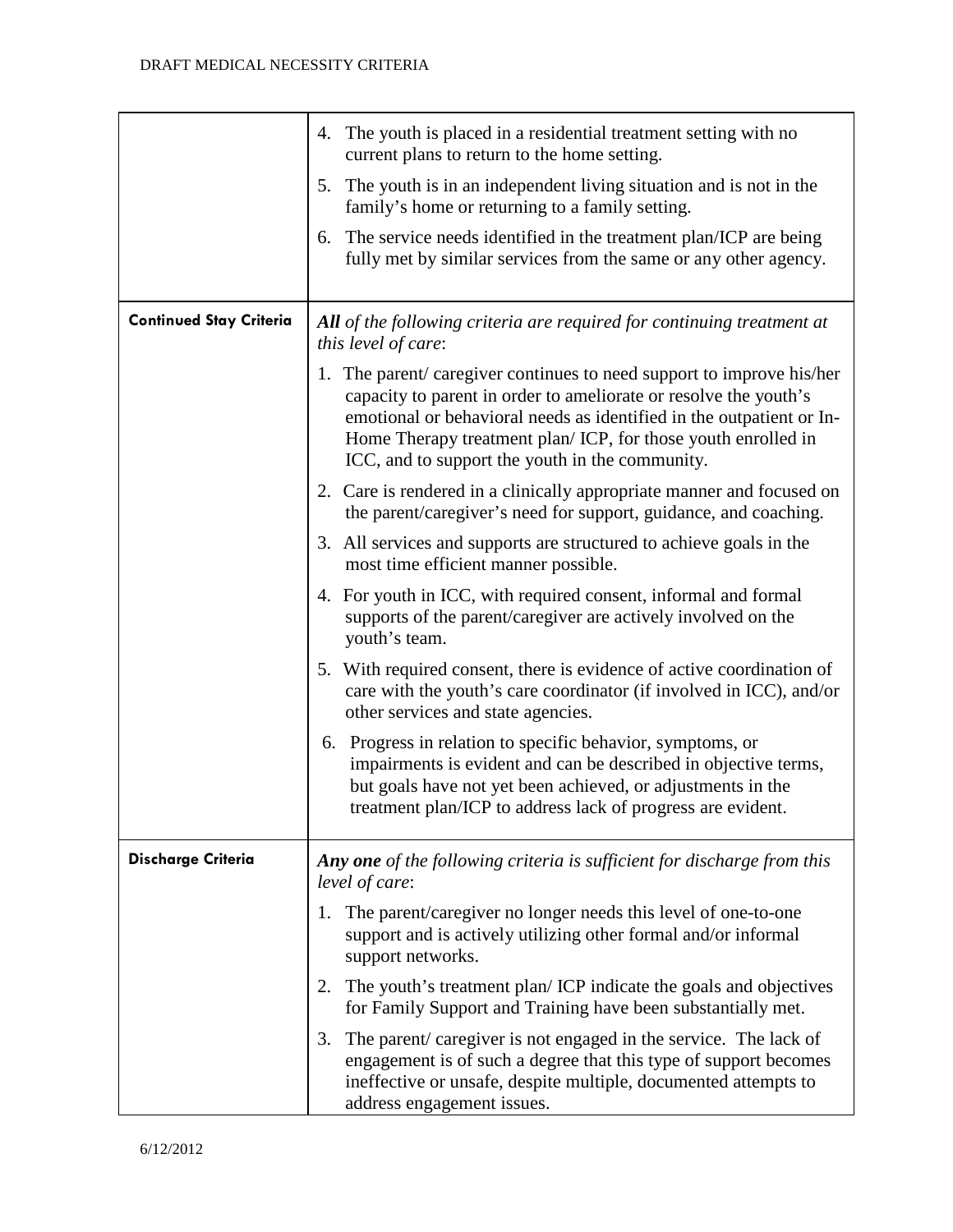| | |
|---|---|
| | 4. The youth is placed in a residential treatment setting with no current plans to return to the home setting.<br>5. The youth is in an independent living situation and is not in the family's home or returning to a family setting.<br>6. The service needs identified in the treatment plan/ICP are being fully met by similar services from the same or any other agency. |
| **Continued Stay Criteria** | ***All*** *of the following criteria are required for continuing treatment at this level of care*:<br>1. The parent/ caregiver continues to need support to improve his/her capacity to parent in order to ameliorate or resolve the youth's emotional or behavioral needs as identified in the outpatient or In-Home Therapy treatment plan/ ICP, for those youth enrolled in ICC, and to support the youth in the community.<br>2. Care is rendered in a clinically appropriate manner and focused on the parent/caregiver's need for support, guidance, and coaching.<br>3. All services and supports are structured to achieve goals in the most time efficient manner possible.<br>4. For youth in ICC, with required consent, informal and formal supports of the parent/caregiver are actively involved on the youth's team.<br>5. With required consent, there is evidence of active coordination of care with the youth's care coordinator (if involved in ICC), and/or other services and state agencies.<br>6. Progress in relation to specific behavior, symptoms, or impairments is evident and can be described in objective terms, but goals have not yet been achieved, or adjustments in the treatment plan/ICP to address lack of progress are evident. |
| **Discharge Criteria** | ***Any one*** *of the following criteria is sufficient for discharge from this level of care*:<br>1. The parent/caregiver no longer needs this level of one-to-one support and is actively utilizing other formal and/or informal support networks.<br>2. The youth's treatment plan/ ICP indicate the goals and objectives for Family Support and Training have been substantially met.<br>3. The parent/ caregiver is not engaged in the service. The lack of engagement is of such a degree that this type of support becomes ineffective or unsafe, despite multiple, documented attempts to address engagement issues. |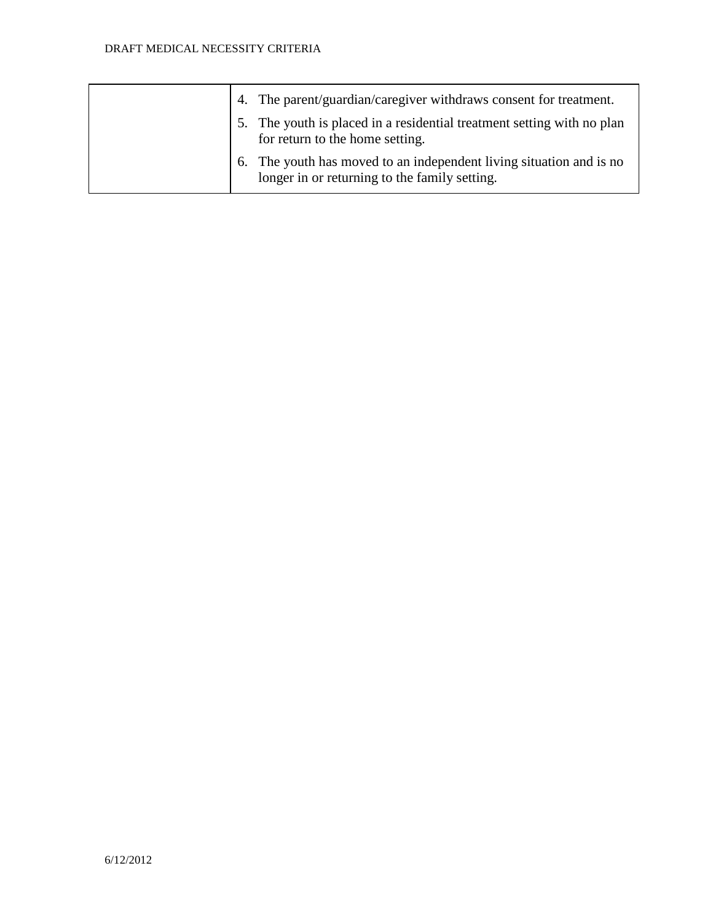| | |
|---|---|
| | 4. The parent/guardian/caregiver withdraws consent for treatment.<br>5. The youth is placed in a residential treatment setting with no plan for return to the home setting.<br>6. The youth has moved to an independent living situation and is no longer in or returning to the family setting. |